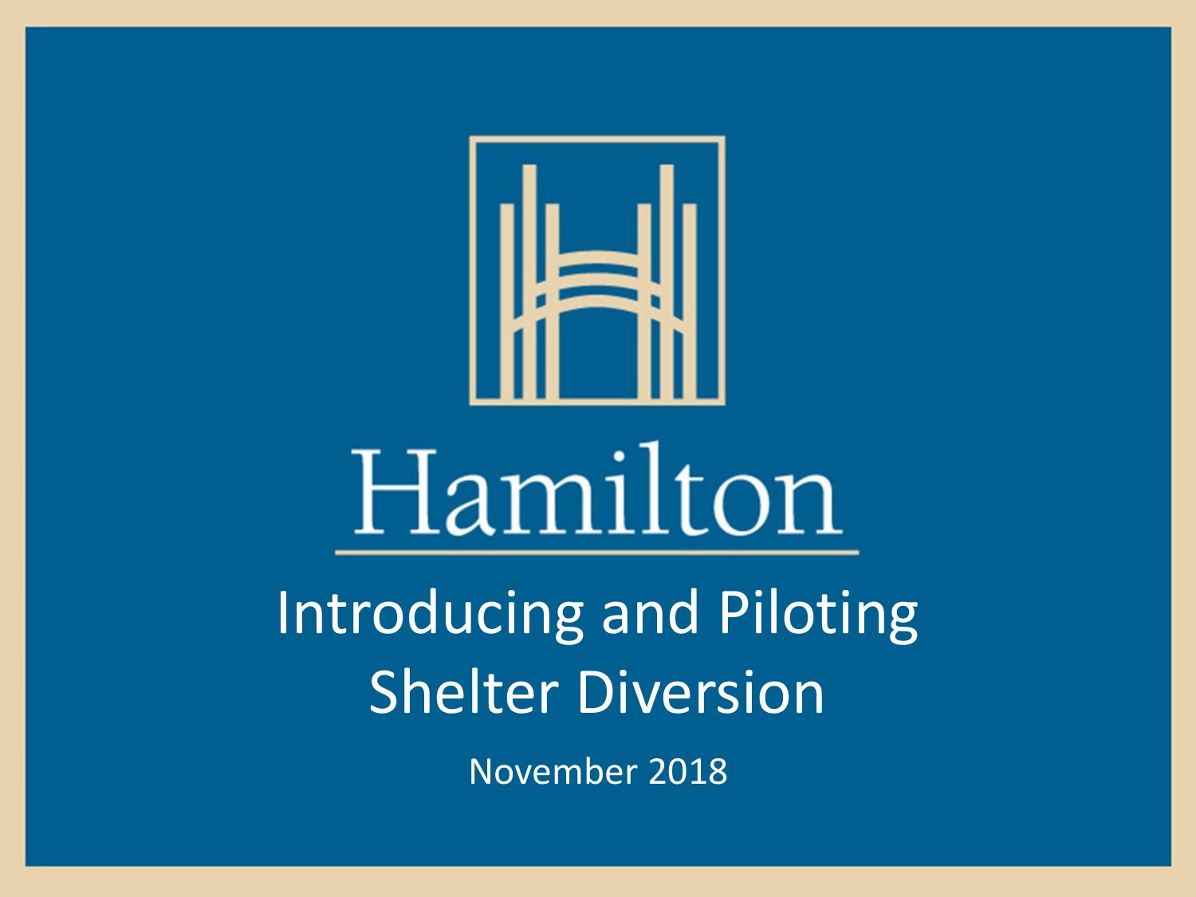Hamilton

# Introducing and Piloting Shelter Diversion

November 2018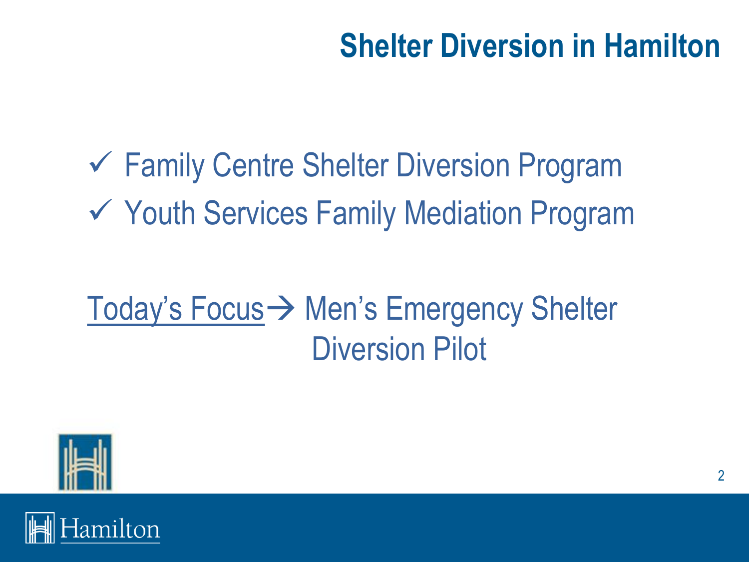# Shelter Diversion in Hamilton

- ✓ Family Centre Shelter Diversion Program
- ✓ Youth Services Family Mediation Program

Today's Focus → Men's Emergency Shelter Diversion Pilot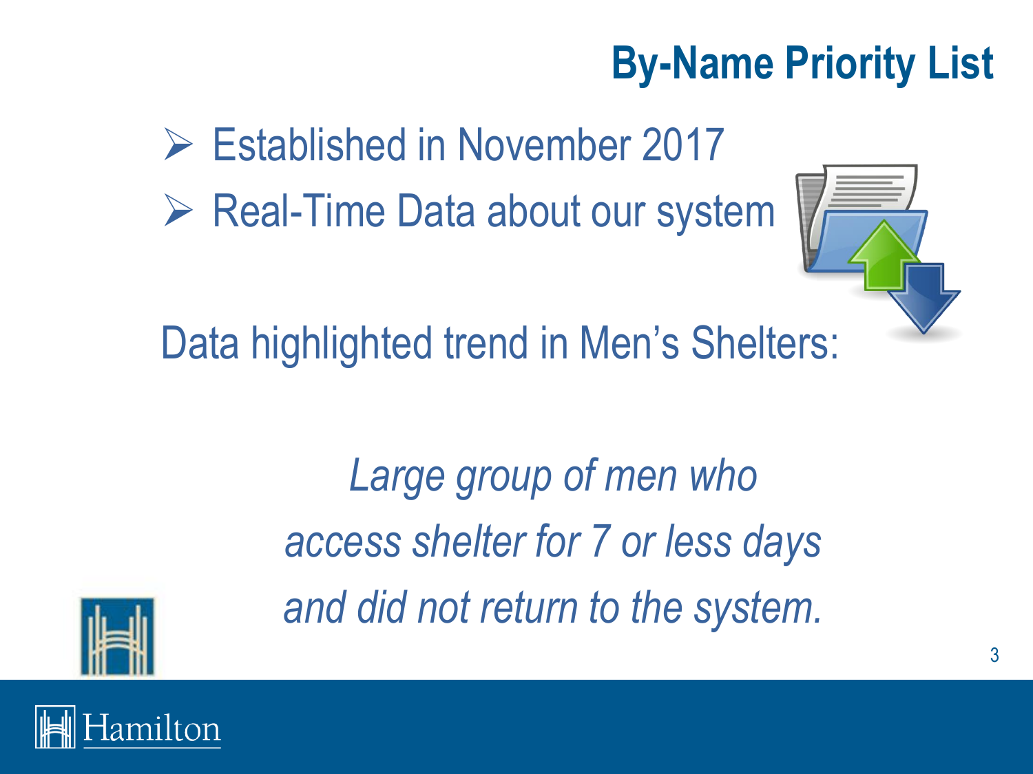# By-Name Priority List

- Established in November 2017
- Real-Time Data about our system

Data highlighted trend in Men's Shelters:

*Large group of men who access shelter for 7 or less days and did not return to the system.*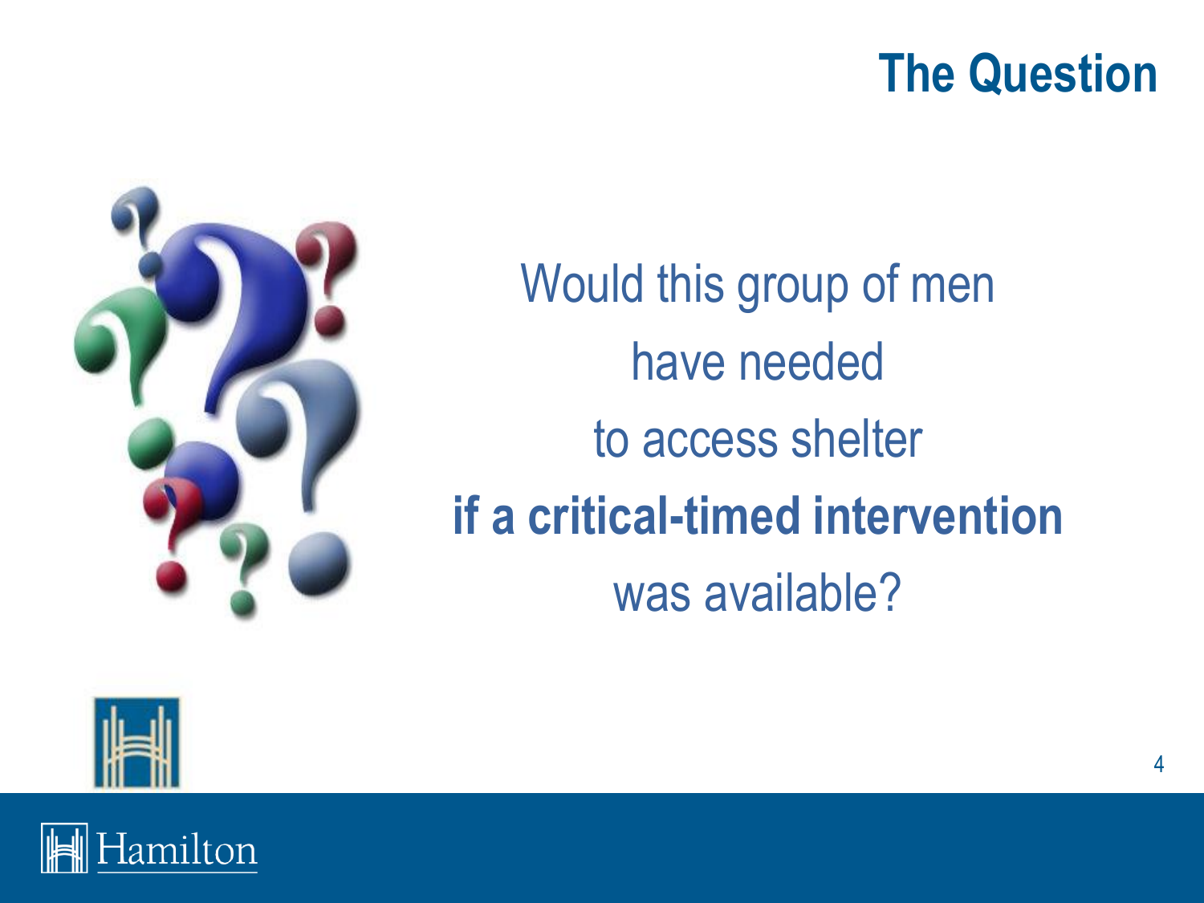# The Question

Would this group of men

have needed

to access shelter

**if a critical-timed intervention**

was available?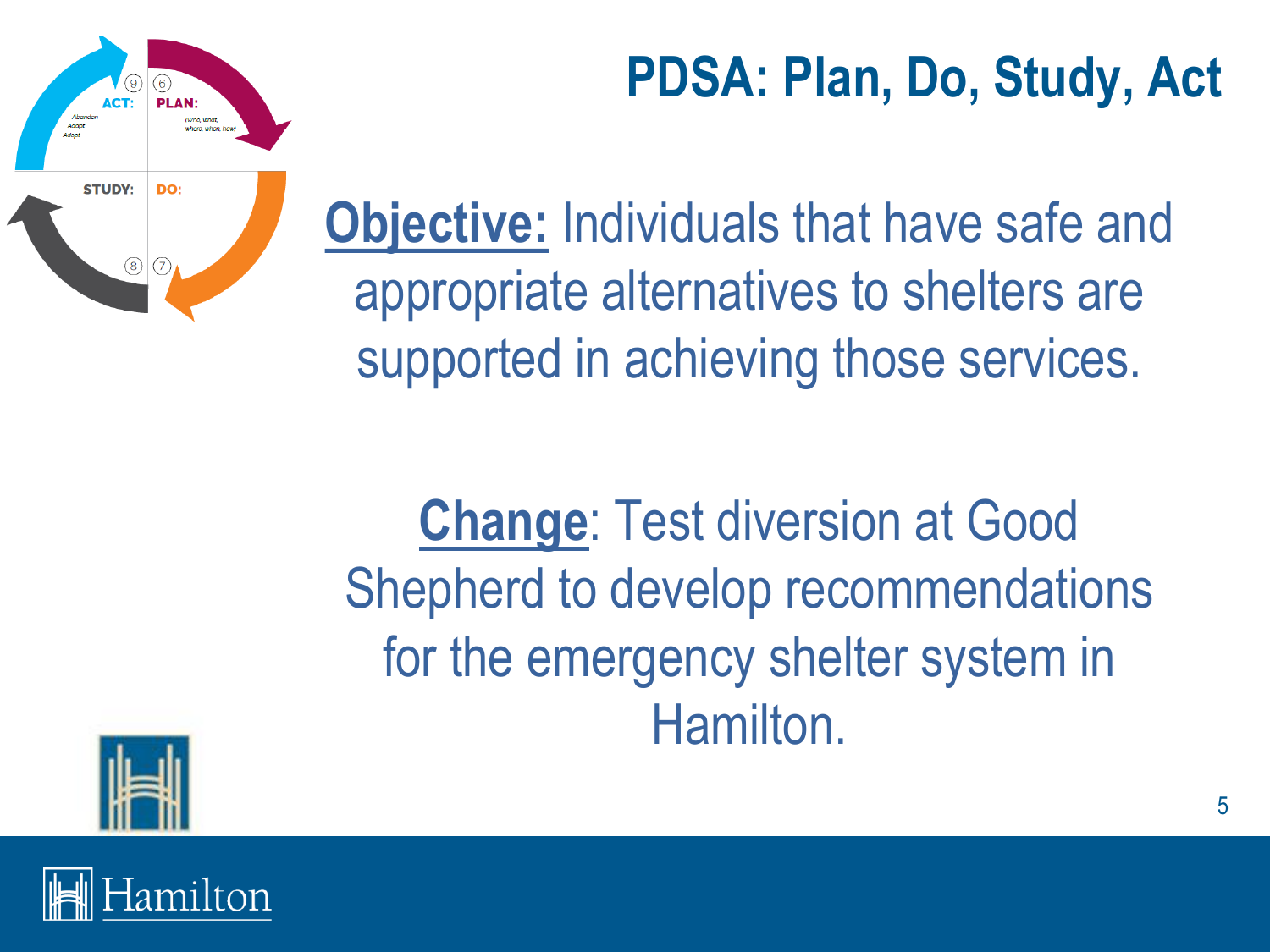# PDSA: Plan, Do, Study, Act

ACT: Abandon Adapt Adopt

PLAN: (Who, what, where, when, how)

STUDY:

DO:

**Objective:** Individuals that have safe and appropriate alternatives to shelters are supported in achieving those services.

**Change**: Test diversion at Good Shepherd to develop recommendations for the emergency shelter system in Hamilton.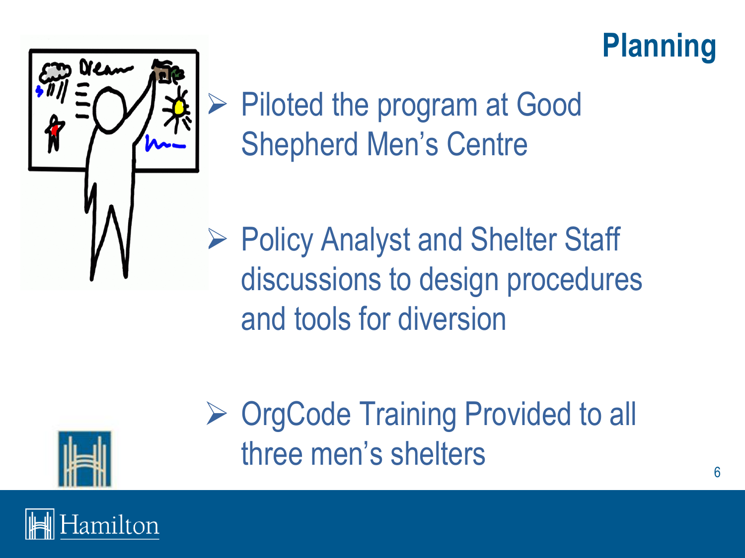# Planning

- Piloted the program at Good Shepherd Men's Centre
- Policy Analyst and Shelter Staff discussions to design procedures and tools for diversion
- OrgCode Training Provided to all three men's shelters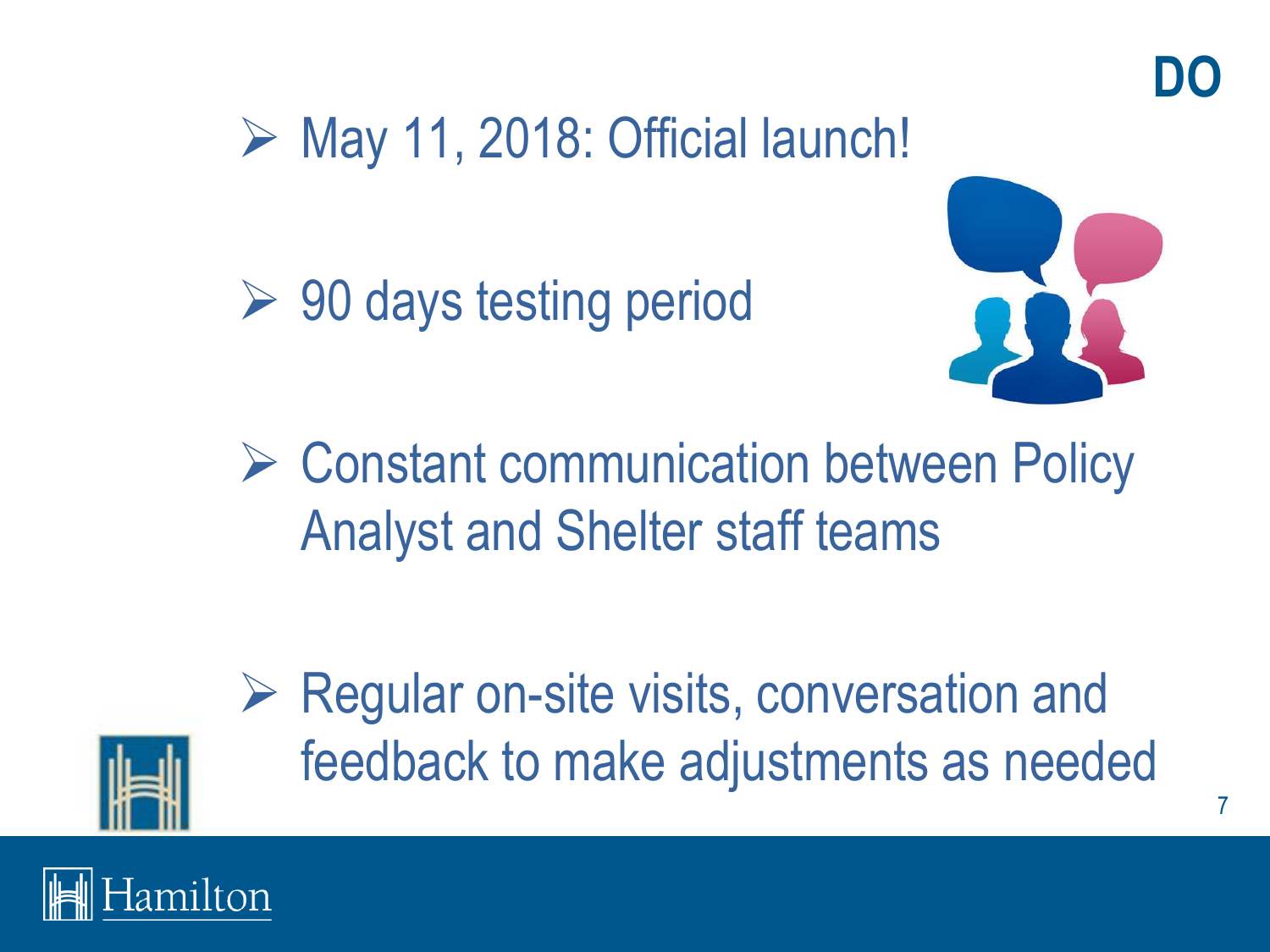# DO

- May 11, 2018: Official launch!
- 90 days testing period
- Constant communication between Policy Analyst and Shelter staff teams
- Regular on-site visits, conversation and feedback to make adjustments as needed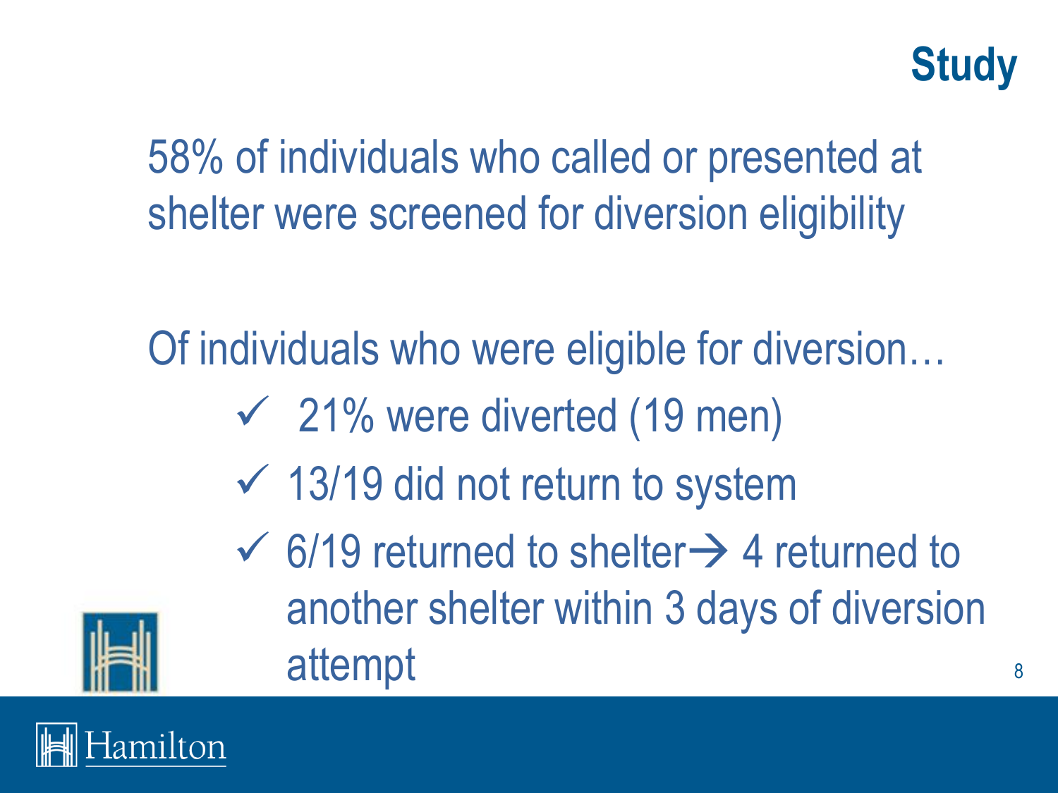# Study

58% of individuals who called or presented at shelter were screened for diversion eligibility

Of individuals who were eligible for diversion…

- ✓ 21% were diverted (19 men)
- ✓ 13/19 did not return to system
- ✓ 6/19 returned to shelter→ 4 returned to another shelter within 3 days of diversion attempt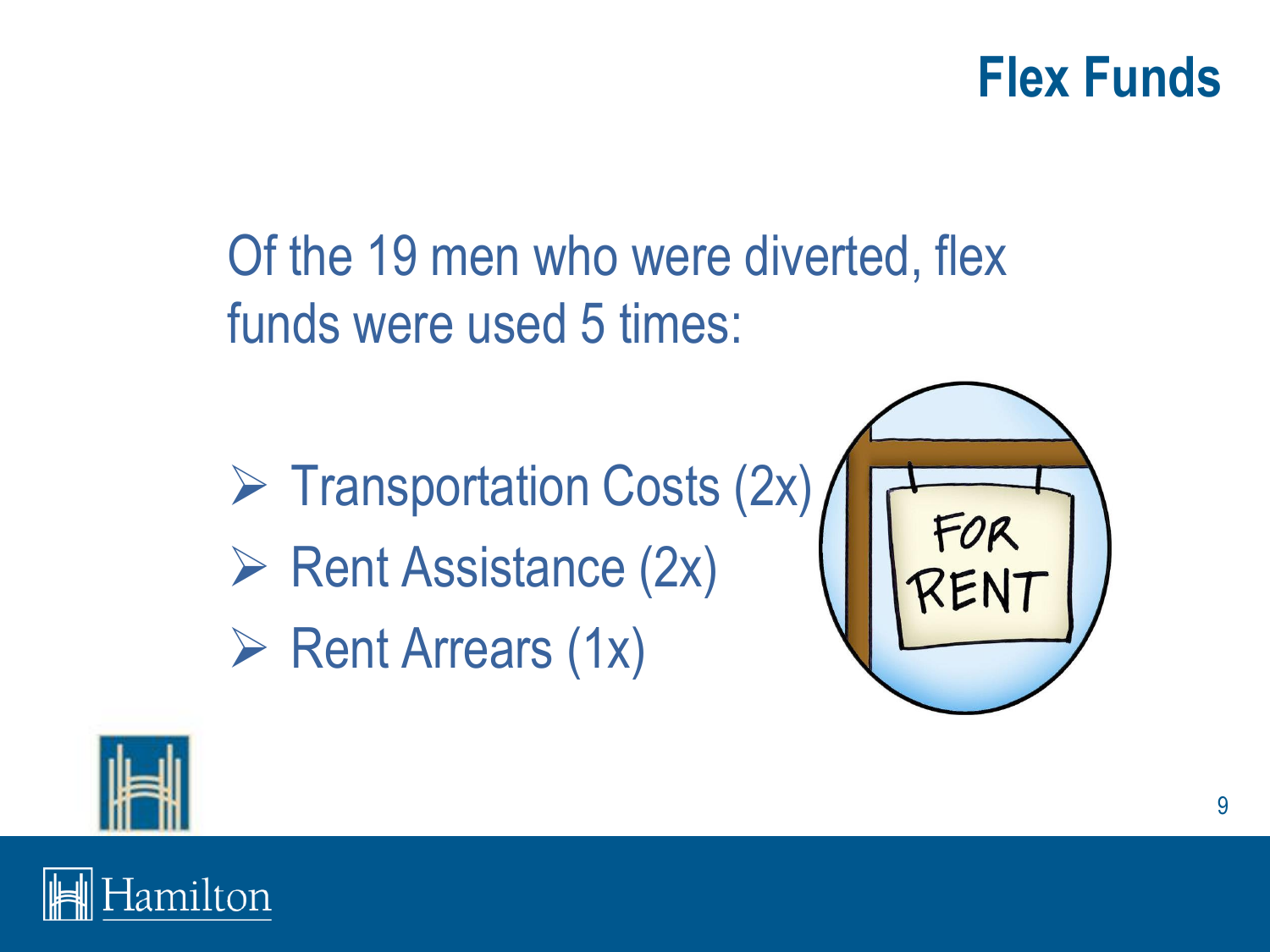# Flex Funds

Of the 19 men who were diverted, flex funds were used 5 times:

- Transportation Costs (2x)
- Rent Assistance (2x)
- Rent Arrears (1x)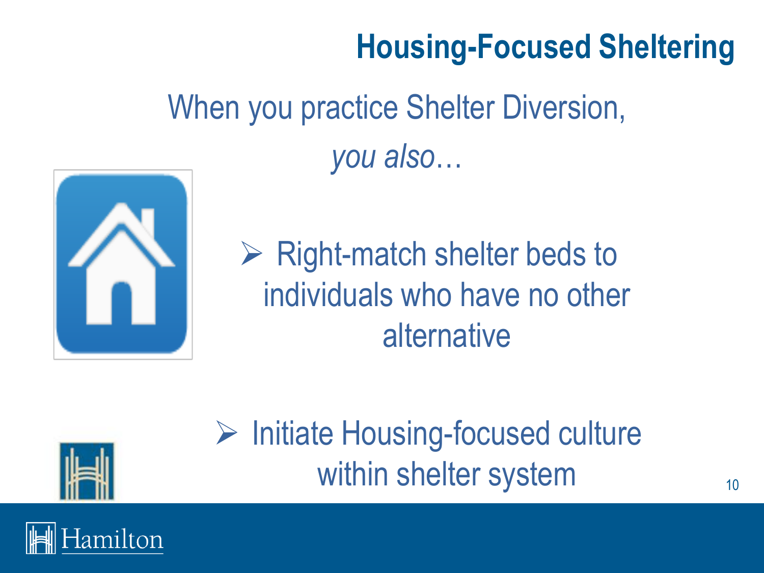# Housing-Focused Sheltering

When you practice Shelter Diversion,

*you also…*

- Right-match shelter beds to individuals who have no other alternative
- Initiate Housing-focused culture within shelter system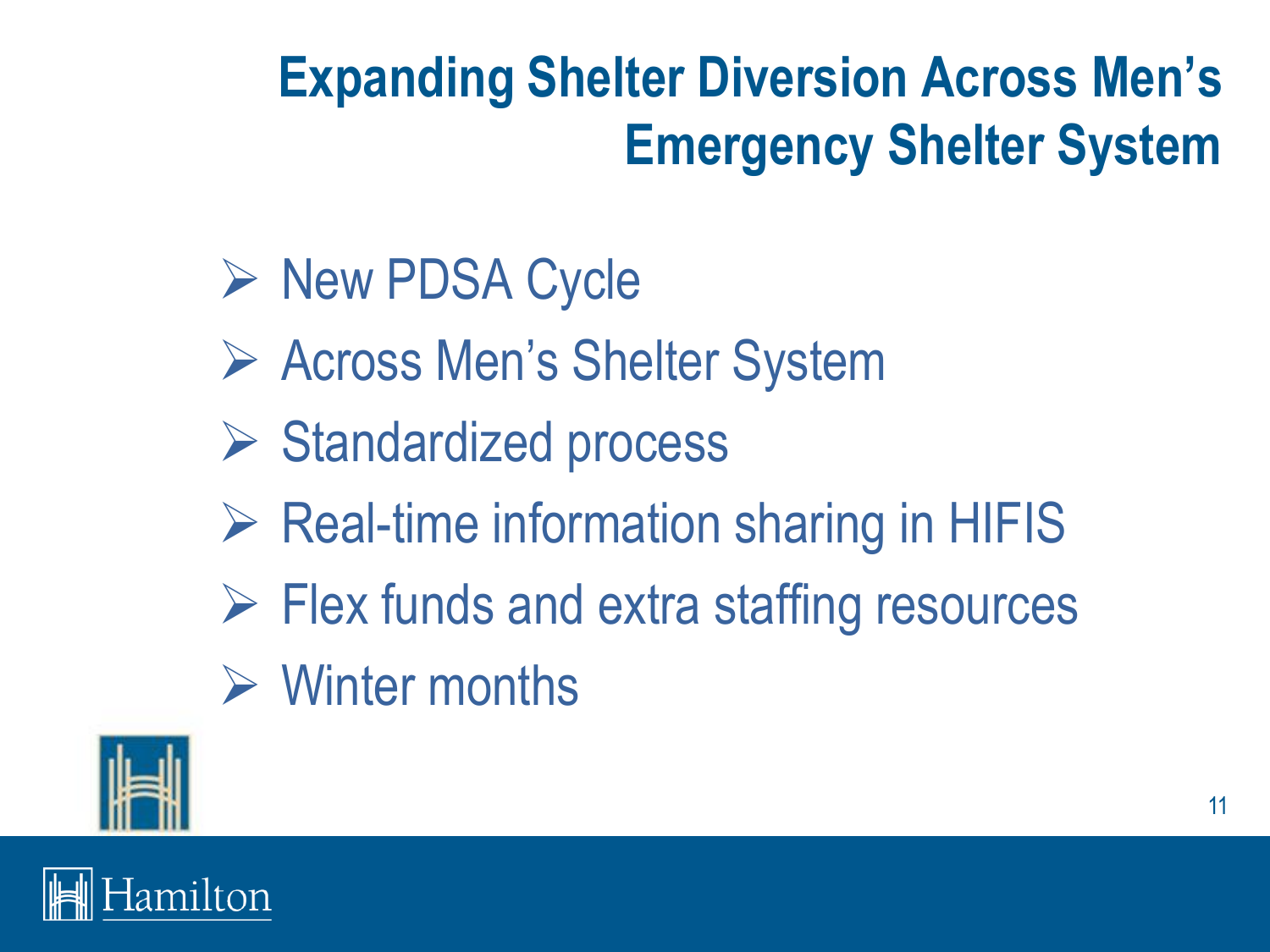# Expanding Shelter Diversion Across Men's Emergency Shelter System

- New PDSA Cycle
- Across Men's Shelter System
- Standardized process
- Real-time information sharing in HIFIS
- Flex funds and extra staffing resources
- Winter months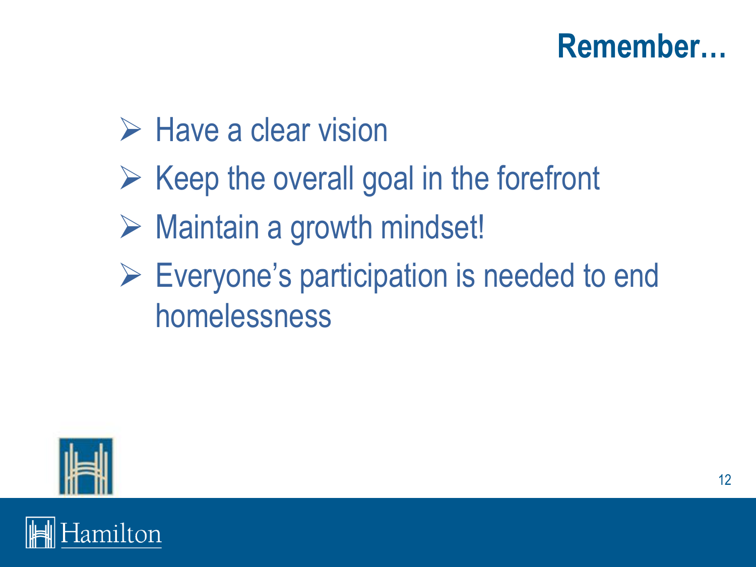# Remember…

- Have a clear vision
- Keep the overall goal in the forefront
- Maintain a growth mindset!
- Everyone's participation is needed to end homelessness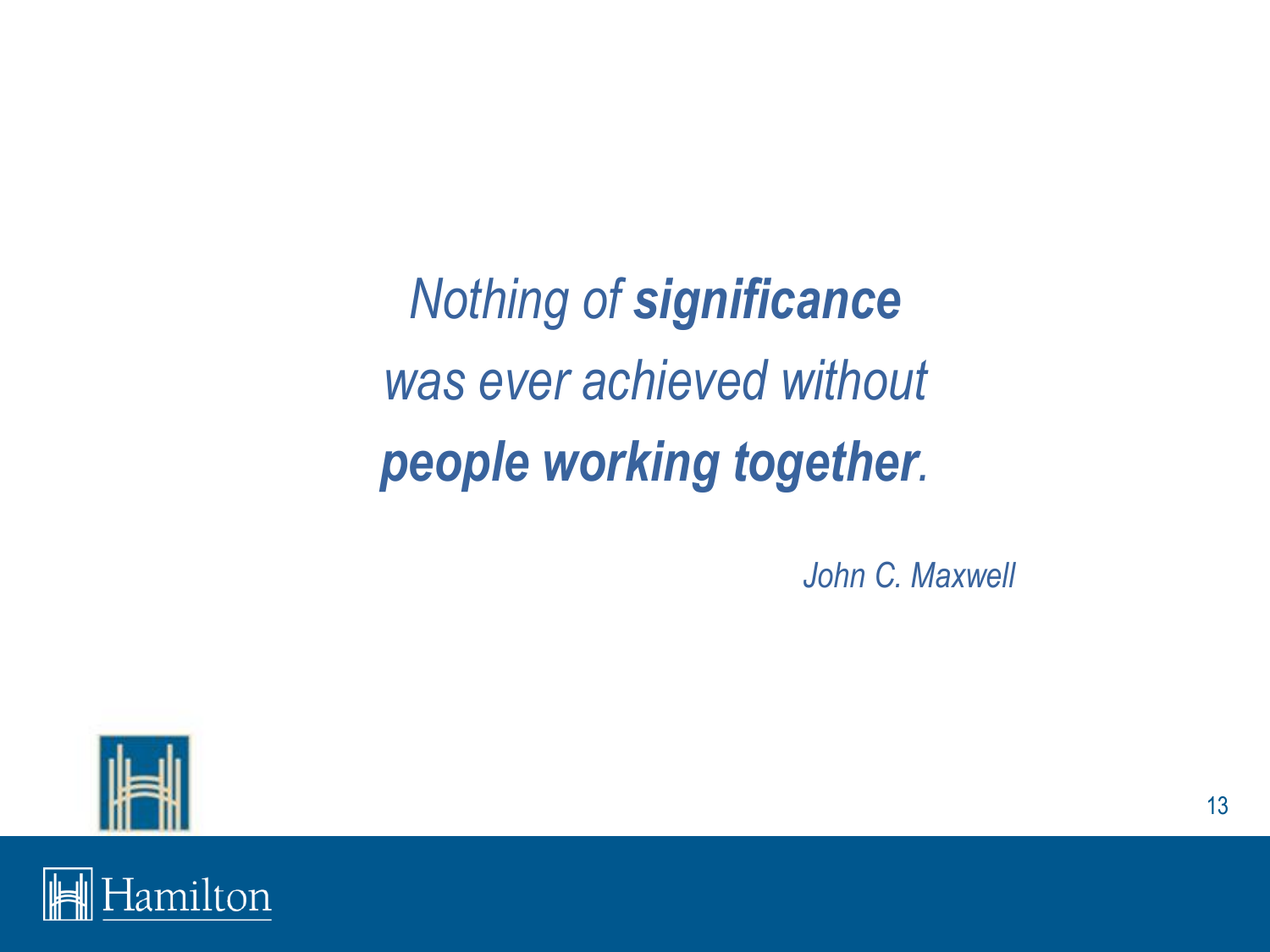*Nothing of **significance***
*was ever achieved without*
***people working together**.*

*John C. Maxwell*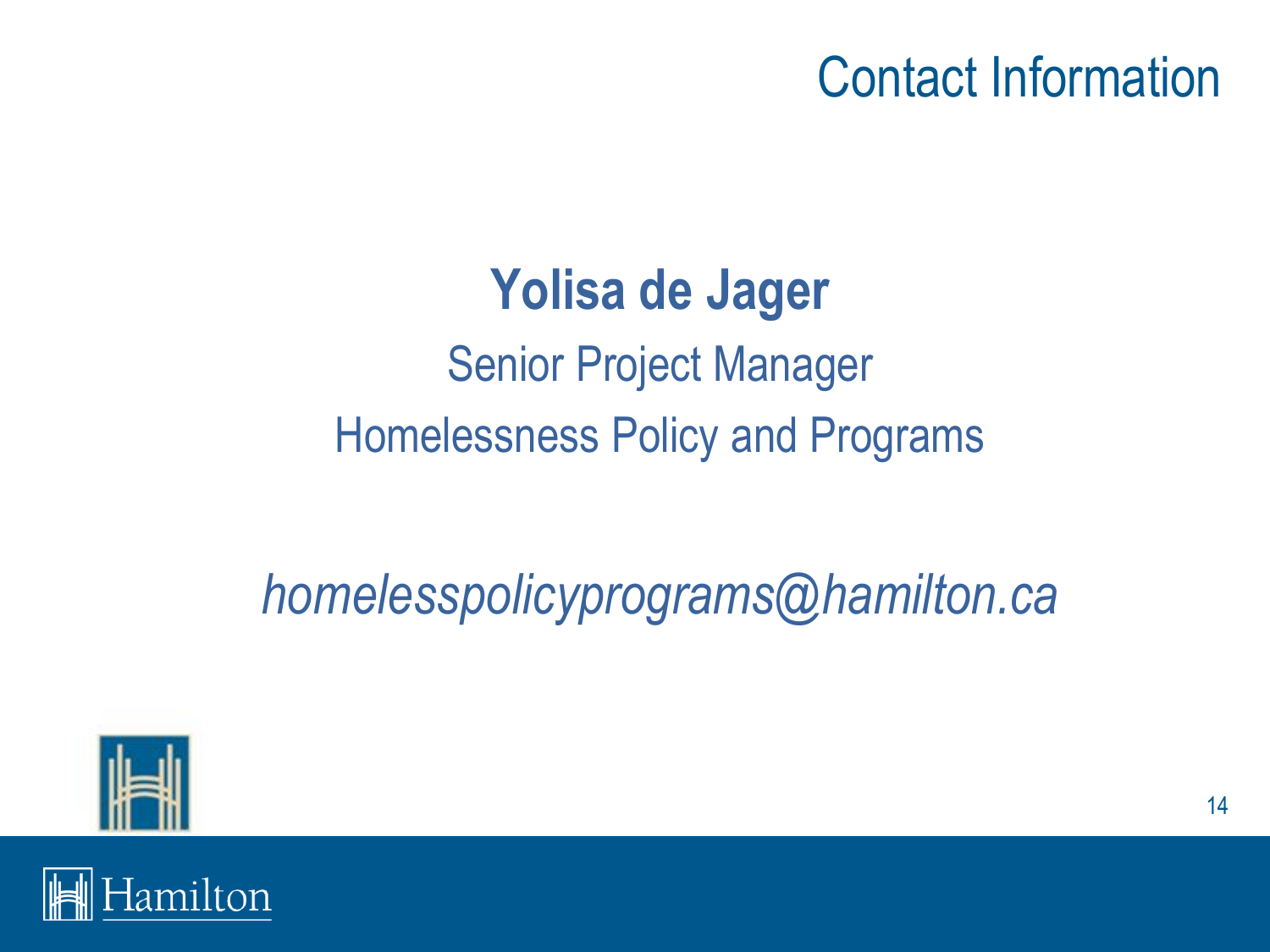# Contact Information

**Yolisa de Jager**

Senior Project Manager

Homelessness Policy and Programs

*homelesspolicyprograms@hamilton.ca*